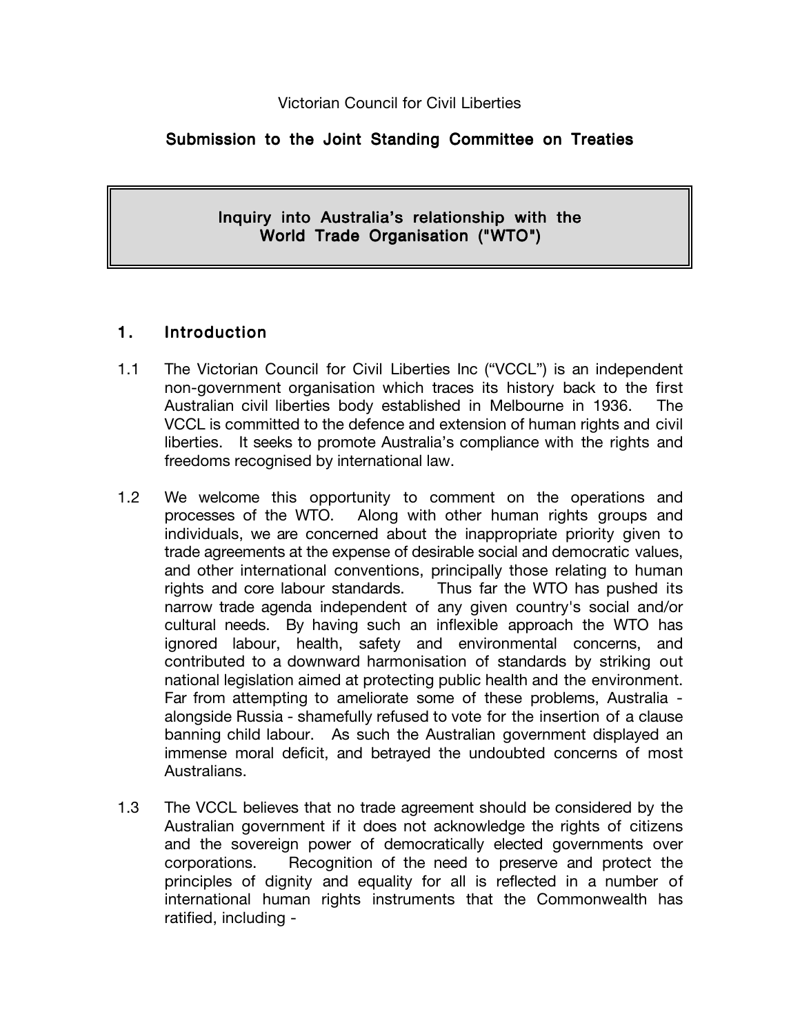Victorian Council for Civil Liberties

**Submission to the Joint Standing Committee on Treaties**

**Inquiry into Australia's relationship with the World Trade Organisation ("WTO")**

## 1. Introduction

1.1 The Victorian Council for Civil Liberties Inc ("VCCL") is an independent non-government organisation which traces its history back to the first Australian civil liberties body established in Melbourne in 1936. The VCCL is committed to the defence and extension of human rights and civil liberties. It seeks to promote Australia's compliance with the rights and freedoms recognised by international law.

1.2 We welcome this opportunity to comment on the operations and processes of the WTO. Along with other human rights groups and individuals, we are concerned about the inappropriate priority given to trade agreements at the expense of desirable social and democratic values, and other international conventions, principally those relating to human rights and core labour standards. Thus far the WTO has pushed its narrow trade agenda independent of any given country's social and/or cultural needs. By having such an inflexible approach the WTO has ignored labour, health, safety and environmental concerns, and contributed to a downward harmonisation of standards by striking out national legislation aimed at protecting public health and the environment. Far from attempting to ameliorate some of these problems, Australia - alongside Russia - shamefully refused to vote for the insertion of a clause banning child labour. As such the Australian government displayed an immense moral deficit, and betrayed the undoubted concerns of most Australians.

1.3 The VCCL believes that no trade agreement should be considered by the Australian government if it does not acknowledge the rights of citizens and the sovereign power of democratically elected governments over corporations. Recognition of the need to preserve and protect the principles of dignity and equality for all is reflected in a number of international human rights instruments that the Commonwealth has ratified, including -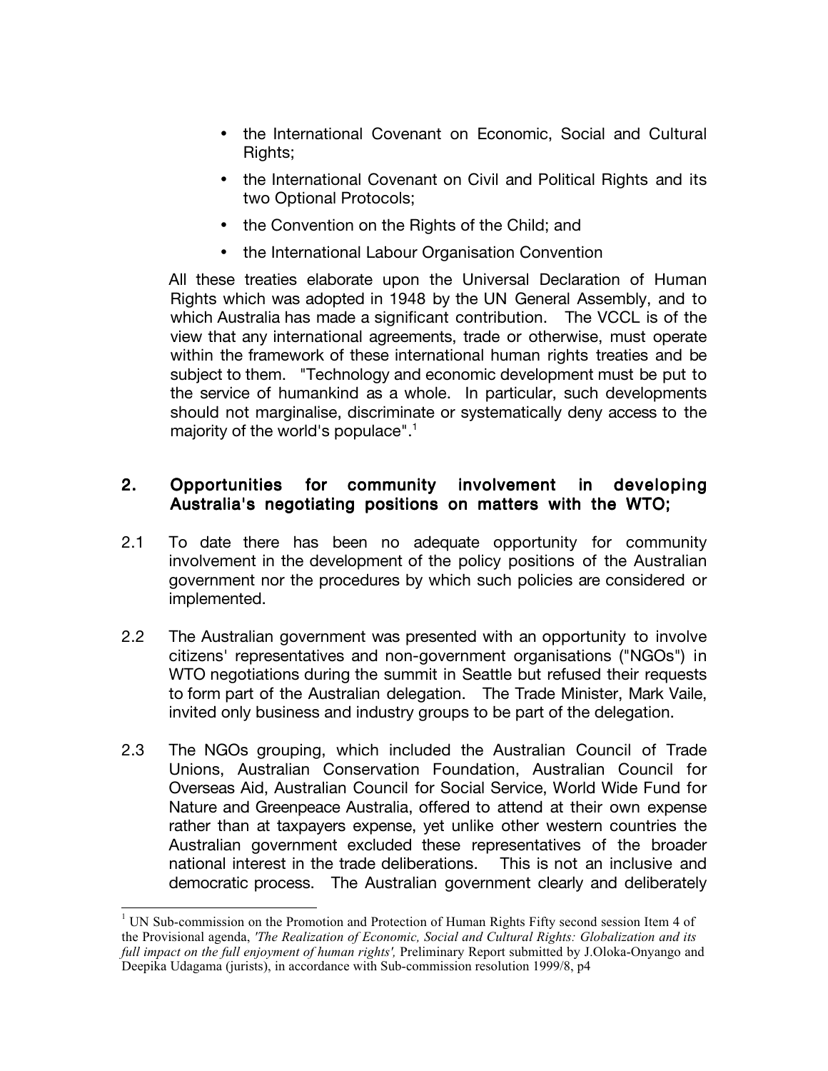- the International Covenant on Economic, Social and Cultural Rights;
- the International Covenant on Civil and Political Rights and its two Optional Protocols;
- the Convention on the Rights of the Child; and
- the International Labour Organisation Convention

All these treaties elaborate upon the Universal Declaration of Human Rights which was adopted in 1948 by the UN General Assembly, and to which Australia has made a significant contribution. The VCCL is of the view that any international agreements, trade or otherwise, must operate within the framework of these international human rights treaties and be subject to them. "Technology and economic development must be put to the service of humankind as a whole. In particular, such developments should not marginalise, discriminate or systematically deny access to the majority of the world's populace".[1]

## 2. Opportunities for community involvement in developing Australia's negotiating positions on matters with the WTO;

2.1 To date there has been no adequate opportunity for community involvement in the development of the policy positions of the Australian government nor the procedures by which such policies are considered or implemented.

2.2 The Australian government was presented with an opportunity to involve citizens' representatives and non-government organisations ("NGOs") in WTO negotiations during the summit in Seattle but refused their requests to form part of the Australian delegation. The Trade Minister, Mark Vaile, invited only business and industry groups to be part of the delegation.

2.3 The NGOs grouping, which included the Australian Council of Trade Unions, Australian Conservation Foundation, Australian Council for Overseas Aid, Australian Council for Social Service, World Wide Fund for Nature and Greenpeace Australia, offered to attend at their own expense rather than at taxpayers expense, yet unlike other western countries the Australian government excluded these representatives of the broader national interest in the trade deliberations. This is not an inclusive and democratic process. The Australian government clearly and deliberately

---

[1] UN Sub-commission on the Promotion and Protection of Human Rights Fifty second session Item 4 of the Provisional agenda, *'The Realization of Economic, Social and Cultural Rights: Globalization and its full impact on the full enjoyment of human rights',* Preliminary Report submitted by J.Oloka-Onyango and Deepika Udagama (jurists), in accordance with Sub-commission resolution 1999/8, p4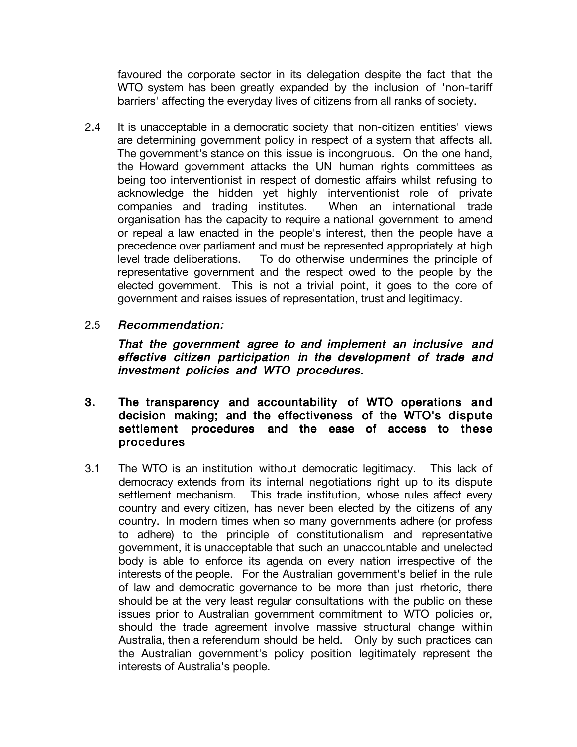favoured the corporate sector in its delegation despite the fact that the WTO system has been greatly expanded by the inclusion of 'non-tariff barriers' affecting the everyday lives of citizens from all ranks of society.

2.4 It is unacceptable in a democratic society that non-citizen entities' views are determining government policy in respect of a system that affects all. The government's stance on this issue is incongruous. On the one hand, the Howard government attacks the UN human rights committees as being too interventionist in respect of domestic affairs whilst refusing to acknowledge the hidden yet highly interventionist role of private companies and trading institutes. When an international trade organisation has the capacity to require a national government to amend or repeal a law enacted in the people's interest, then the people have a precedence over parliament and must be represented appropriately at high level trade deliberations. To do otherwise undermines the principle of representative government and the respect owed to the people by the elected government. This is not a trivial point, it goes to the core of government and raises issues of representation, trust and legitimacy.

2.5 ***Recommendation:***

***That the government agree to and implement an inclusive and effective citizen participation in the development of trade and investment policies and WTO procedures.***

## 3. The transparency and accountability of WTO operations and decision making; and the effectiveness of the WTO's dispute settlement procedures and the ease of access to these procedures

3.1 The WTO is an institution without democratic legitimacy. This lack of democracy extends from its internal negotiations right up to its dispute settlement mechanism. This trade institution, whose rules affect every country and every citizen, has never been elected by the citizens of any country. In modern times when so many governments adhere (or profess to adhere) to the principle of constitutionalism and representative government, it is unacceptable that such an unaccountable and unelected body is able to enforce its agenda on every nation irrespective of the interests of the people. For the Australian government's belief in the rule of law and democratic governance to be more than just rhetoric, there should be at the very least regular consultations with the public on these issues prior to Australian government commitment to WTO policies or, should the trade agreement involve massive structural change within Australia, then a referendum should be held. Only by such practices can the Australian government's policy position legitimately represent the interests of Australia's people.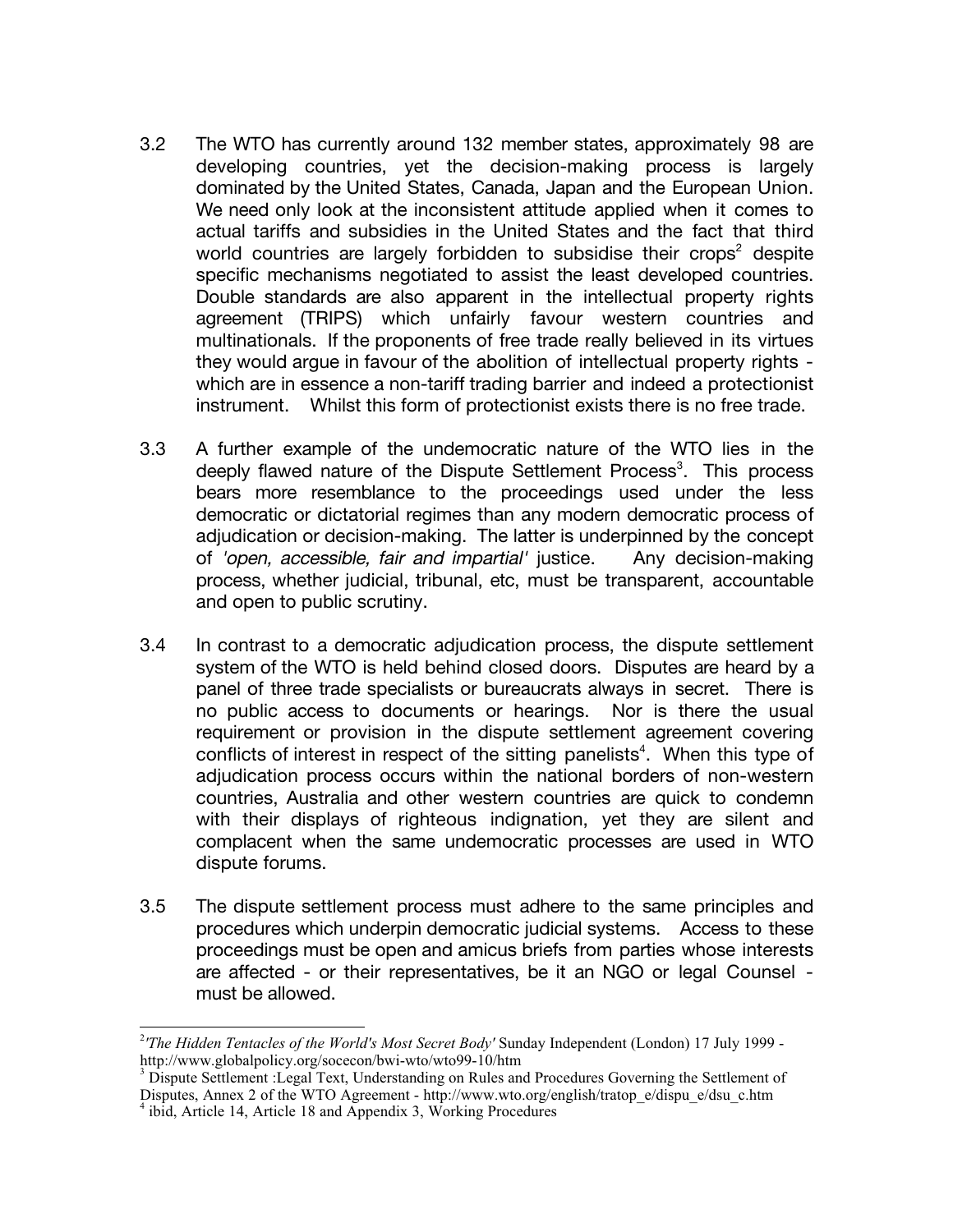3.2 The WTO has currently around 132 member states, approximately 98 are developing countries, yet the decision-making process is largely dominated by the United States, Canada, Japan and the European Union. We need only look at the inconsistent attitude applied when it comes to actual tariffs and subsidies in the United States and the fact that third world countries are largely forbidden to subsidise their crops[2] despite specific mechanisms negotiated to assist the least developed countries. Double standards are also apparent in the intellectual property rights agreement (TRIPS) which unfairly favour western countries and multinationals. If the proponents of free trade really believed in its virtues they would argue in favour of the abolition of intellectual property rights - which are in essence a non-tariff trading barrier and indeed a protectionist instrument. Whilst this form of protectionist exists there is no free trade.

3.3 A further example of the undemocratic nature of the WTO lies in the deeply flawed nature of the Dispute Settlement Process[3]. This process bears more resemblance to the proceedings used under the less democratic or dictatorial regimes than any modern democratic process of adjudication or decision-making. The latter is underpinned by the concept of *'open, accessible, fair and impartial'* justice. Any decision-making process, whether judicial, tribunal, etc, must be transparent, accountable and open to public scrutiny.

3.4 In contrast to a democratic adjudication process, the dispute settlement system of the WTO is held behind closed doors. Disputes are heard by a panel of three trade specialists or bureaucrats always in secret. There is no public access to documents or hearings. Nor is there the usual requirement or provision in the dispute settlement agreement covering conflicts of interest in respect of the sitting panelists[4]. When this type of adjudication process occurs within the national borders of non-western countries, Australia and other western countries are quick to condemn with their displays of righteous indignation, yet they are silent and complacent when the same undemocratic processes are used in WTO dispute forums.

3.5 The dispute settlement process must adhere to the same principles and procedures which underpin democratic judicial systems. Access to these proceedings must be open and amicus briefs from parties whose interests are affected - or their representatives, be it an NGO or legal Counsel - must be allowed.

---

[2] *'The Hidden Tentacles of the World's Most Secret Body'* Sunday Independent (London) 17 July 1999 - http://www.globalpolicy.org/socecon/bwi-wto/wto99-10/htm

[3] Dispute Settlement :Legal Text, Understanding on Rules and Procedures Governing the Settlement of Disputes, Annex 2 of the WTO Agreement - http://www.wto.org/english/tratop_e/dispu_e/dsu_c.htm

[4] ibid, Article 14, Article 18 and Appendix 3, Working Procedures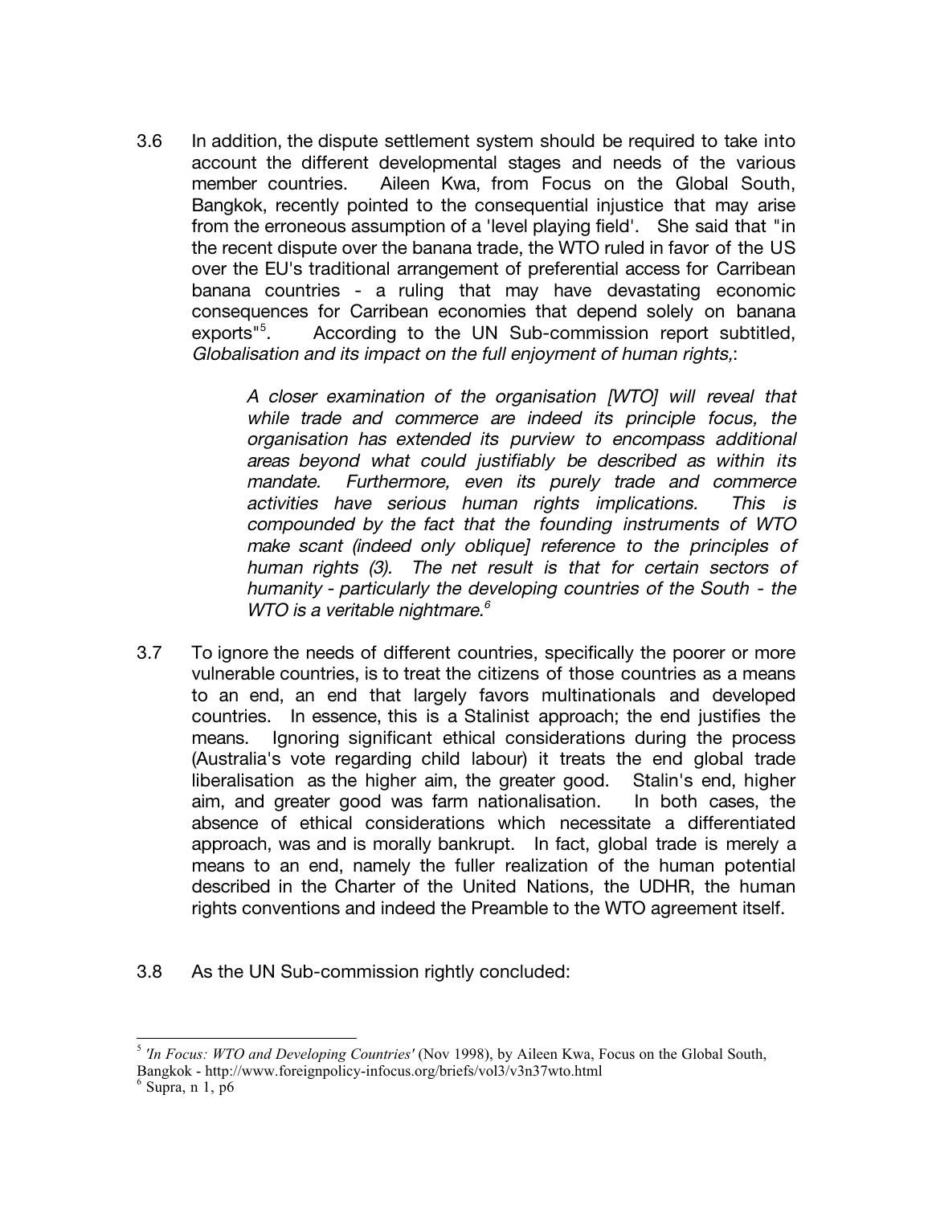3.6 In addition, the dispute settlement system should be required to take into account the different developmental stages and needs of the various member countries. Aileen Kwa, from Focus on the Global South, Bangkok, recently pointed to the consequential injustice that may arise from the erroneous assumption of a 'level playing field'. She said that "in the recent dispute over the banana trade, the WTO ruled in favor of the US over the EU's traditional arrangement of preferential access for Carribean banana countries - a ruling that may have devastating economic consequences for Carribean economies that depend solely on banana exports"[5]. According to the UN Sub-commission report subtitled, *Globalisation and its impact on the full enjoyment of human rights,*:

> *A closer examination of the organisation [WTO] will reveal that while trade and commerce are indeed its principle focus, the organisation has extended its purview to encompass additional areas beyond what could justifiably be described as within its mandate. Furthermore, even its purely trade and commerce activities have serious human rights implications. This is compounded by the fact that the founding instruments of WTO make scant (indeed only oblique] reference to the principles of human rights (3). The net result is that for certain sectors of humanity - particularly the developing countries of the South - the WTO is a veritable nightmare.*[6]

3.7 To ignore the needs of different countries, specifically the poorer or more vulnerable countries, is to treat the citizens of those countries as a means to an end, an end that largely favors multinationals and developed countries. In essence, this is a Stalinist approach; the end justifies the means. Ignoring significant ethical considerations during the process (Australia's vote regarding child labour) it treats the end global trade liberalisation as the higher aim, the greater good. Stalin's end, higher aim, and greater good was farm nationalisation. In both cases, the absence of ethical considerations which necessitate a differentiated approach, was and is morally bankrupt. In fact, global trade is merely a means to an end, namely the fuller realization of the human potential described in the Charter of the United Nations, the UDHR, the human rights conventions and indeed the Preamble to the WTO agreement itself.

3.8 As the UN Sub-commission rightly concluded:

---

[5] *'In Focus: WTO and Developing Countries'* (Nov 1998), by Aileen Kwa, Focus on the Global South, Bangkok - http://www.foreignpolicy-infocus.org/briefs/vol3/v3n37wto.html

[6] Supra, n 1, p6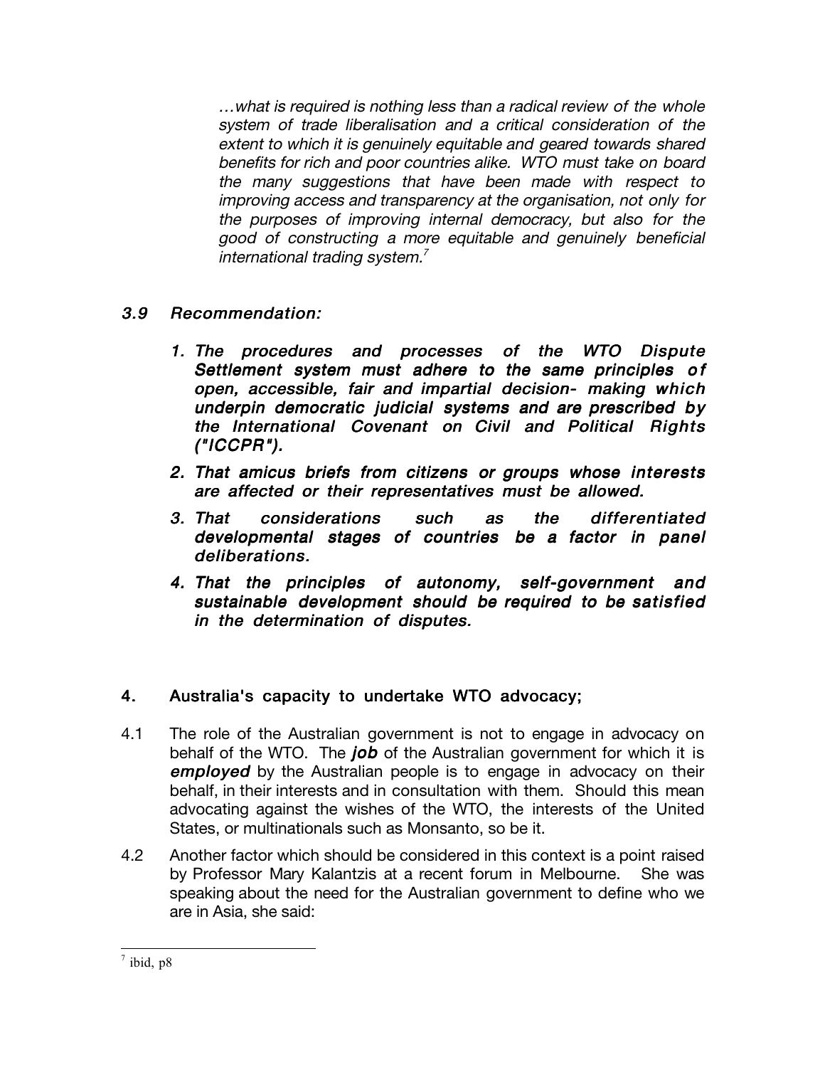> *…what is required is nothing less than a radical review of the whole system of trade liberalisation and a critical consideration of the extent to which it is genuinely equitable and geared towards shared benefits for rich and poor countries alike. WTO must take on board the many suggestions that have been made with respect to improving access and transparency at the organisation, not only for the purposes of improving internal democracy, but also for the good of constructing a more equitable and genuinely beneficial international trading system.*[7]

### *3.9 Recommendation:*

1. ***The procedures and processes of the WTO Dispute Settlement system must adhere to the same principles of open, accessible, fair and impartial decision- making which underpin democratic judicial systems and are prescribed by the International Covenant on Civil and Political Rights ("ICCPR").***
2. ***That amicus briefs from citizens or groups whose interests are affected or their representatives must be allowed.***
3. ***That considerations such as the differentiated developmental stages of countries be a factor in panel deliberations.***
4. ***That the principles of autonomy, self-government and sustainable development should be required to be satisfied in the determination of disputes.***

## 4. Australia's capacity to undertake WTO advocacy;

4.1 The role of the Australian government is not to engage in advocacy on behalf of the WTO. The ***job*** of the Australian government for which it is ***employed*** by the Australian people is to engage in advocacy on their behalf, in their interests and in consultation with them. Should this mean advocating against the wishes of the WTO, the interests of the United States, or multinationals such as Monsanto, so be it.

4.2 Another factor which should be considered in this context is a point raised by Professor Mary Kalantzis at a recent forum in Melbourne. She was speaking about the need for the Australian government to define who we are in Asia, she said:

---

[7] ibid, p8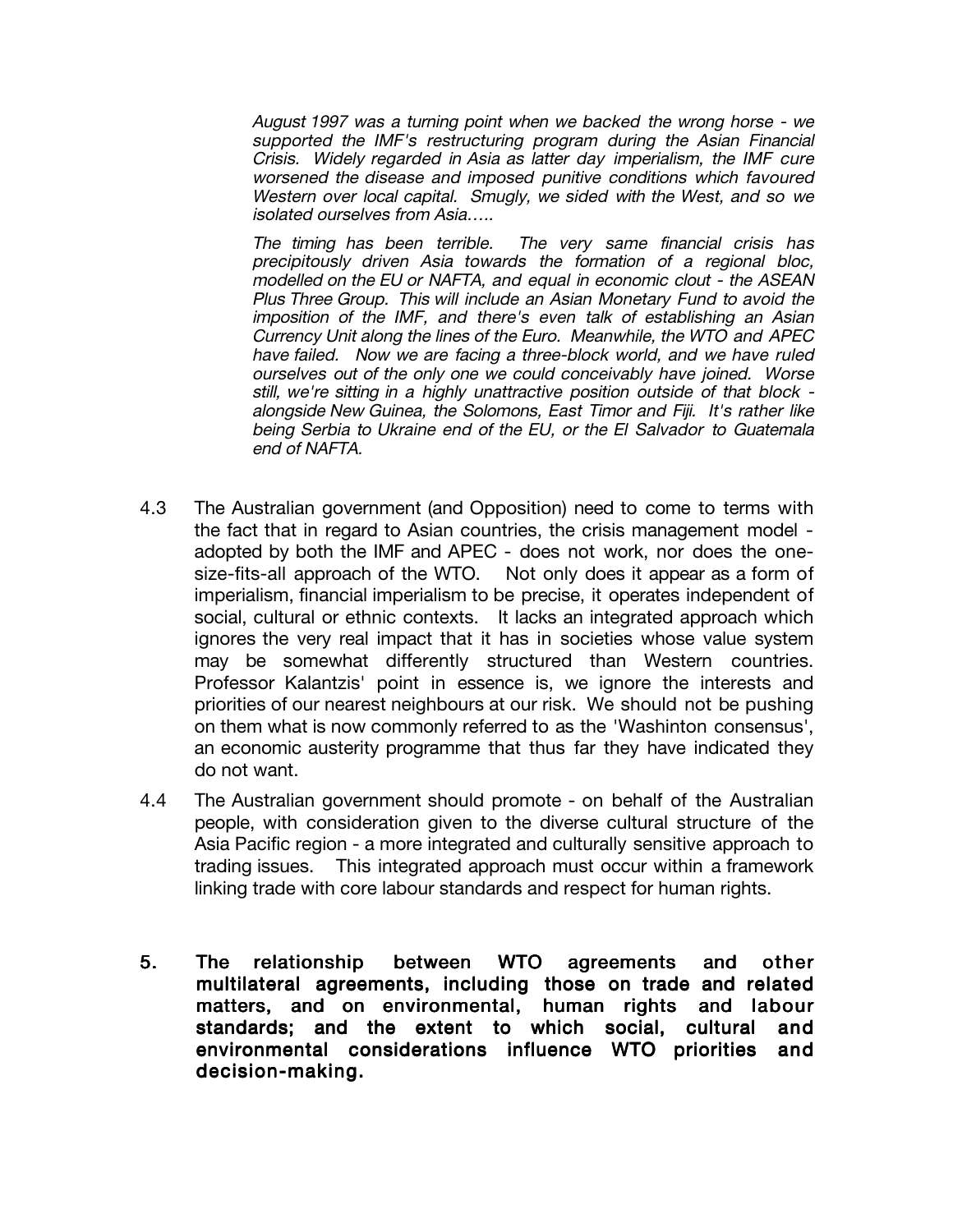*August 1997 was a turning point when we backed the wrong horse - we supported the IMF's restructuring program during the Asian Financial Crisis. Widely regarded in Asia as latter day imperialism, the IMF cure worsened the disease and imposed punitive conditions which favoured Western over local capital. Smugly, we sided with the West, and so we isolated ourselves from Asia…..*

*The timing has been terrible. The very same financial crisis has precipitously driven Asia towards the formation of a regional bloc, modelled on the EU or NAFTA, and equal in economic clout - the ASEAN Plus Three Group. This will include an Asian Monetary Fund to avoid the imposition of the IMF, and there's even talk of establishing an Asian Currency Unit along the lines of the Euro. Meanwhile, the WTO and APEC have failed. Now we are facing a three-block world, and we have ruled ourselves out of the only one we could conceivably have joined. Worse still, we're sitting in a highly unattractive position outside of that block - alongside New Guinea, the Solomons, East Timor and Fiji. It's rather like being Serbia to Ukraine end of the EU, or the El Salvador to Guatemala end of NAFTA.*

4.3 The Australian government (and Opposition) need to come to terms with the fact that in regard to Asian countries, the crisis management model - adopted by both the IMF and APEC - does not work, nor does the one-size-fits-all approach of the WTO. Not only does it appear as a form of imperialism, financial imperialism to be precise, it operates independent of social, cultural or ethnic contexts. It lacks an integrated approach which ignores the very real impact that it has in societies whose value system may be somewhat differently structured than Western countries. Professor Kalantzis' point in essence is, we ignore the interests and priorities of our nearest neighbours at our risk. We should not be pushing on them what is now commonly referred to as the 'Washinton consensus', an economic austerity programme that thus far they have indicated they do not want.

4.4 The Australian government should promote - on behalf of the Australian people, with consideration given to the diverse cultural structure of the Asia Pacific region - a more integrated and culturally sensitive approach to trading issues. This integrated approach must occur within a framework linking trade with core labour standards and respect for human rights.

## 5. The relationship between WTO agreements and other multilateral agreements, including those on trade and related matters, and on environmental, human rights and labour standards; and the extent to which social, cultural and environmental considerations influence WTO priorities and decision-making.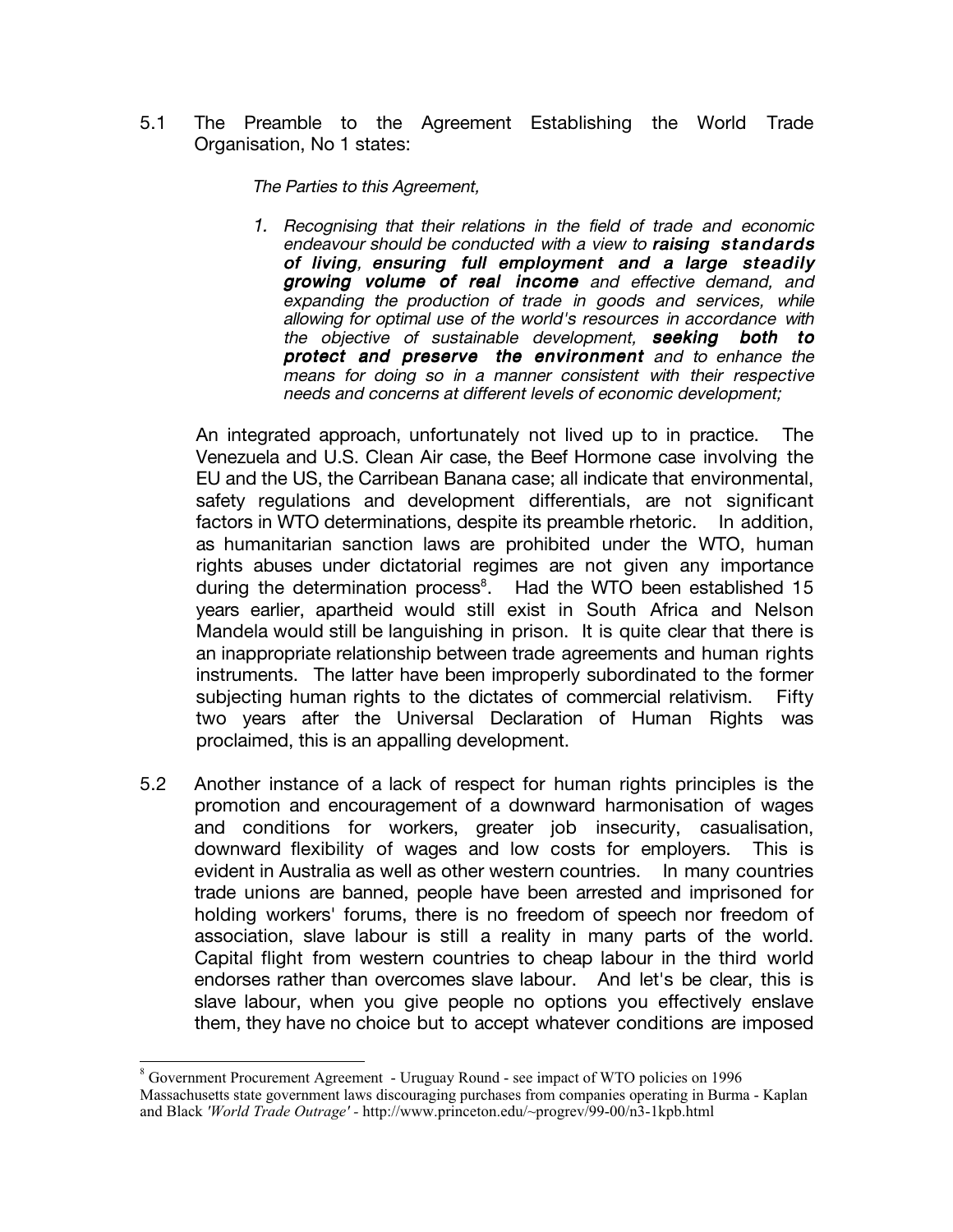5.1 The Preamble to the Agreement Establishing the World Trade Organisation, No 1 states:

> *The Parties to this Agreement,*
>
> 1. *Recognising that their relations in the field of trade and economic endeavour should be conducted with a view to* ***raising standards of living, ensuring full employment and a large steadily growing volume of real income*** *and effective demand, and expanding the production of trade in goods and services, while allowing for optimal use of the world's resources in accordance with the objective of sustainable development,* ***seeking both to protect and preserve the environment*** *and to enhance the means for doing so in a manner consistent with their respective needs and concerns at different levels of economic development;*

An integrated approach, unfortunately not lived up to in practice. The Venezuela and U.S. Clean Air case, the Beef Hormone case involving the EU and the US, the Carribean Banana case; all indicate that environmental, safety regulations and development differentials, are not significant factors in WTO determinations, despite its preamble rhetoric. In addition, as humanitarian sanction laws are prohibited under the WTO, human rights abuses under dictatorial regimes are not given any importance during the determination process[8]. Had the WTO been established 15 years earlier, apartheid would still exist in South Africa and Nelson Mandela would still be languishing in prison. It is quite clear that there is an inappropriate relationship between trade agreements and human rights instruments. The latter have been improperly subordinated to the former subjecting human rights to the dictates of commercial relativism. Fifty two years after the Universal Declaration of Human Rights was proclaimed, this is an appalling development.

5.2 Another instance of a lack of respect for human rights principles is the promotion and encouragement of a downward harmonisation of wages and conditions for workers, greater job insecurity, casualisation, downward flexibility of wages and low costs for employers. This is evident in Australia as well as other western countries. In many countries trade unions are banned, people have been arrested and imprisoned for holding workers' forums, there is no freedom of speech nor freedom of association, slave labour is still a reality in many parts of the world. Capital flight from western countries to cheap labour in the third world endorses rather than overcomes slave labour. And let's be clear, this is slave labour, when you give people no options you effectively enslave them, they have no choice but to accept whatever conditions are imposed

---

[8] Government Procurement Agreement - Uruguay Round - see impact of WTO policies on 1996 Massachusetts state government laws discouraging purchases from companies operating in Burma - Kaplan and Black *'World Trade Outrage'* - http://www.princeton.edu/~progrev/99-00/n3-1kpb.html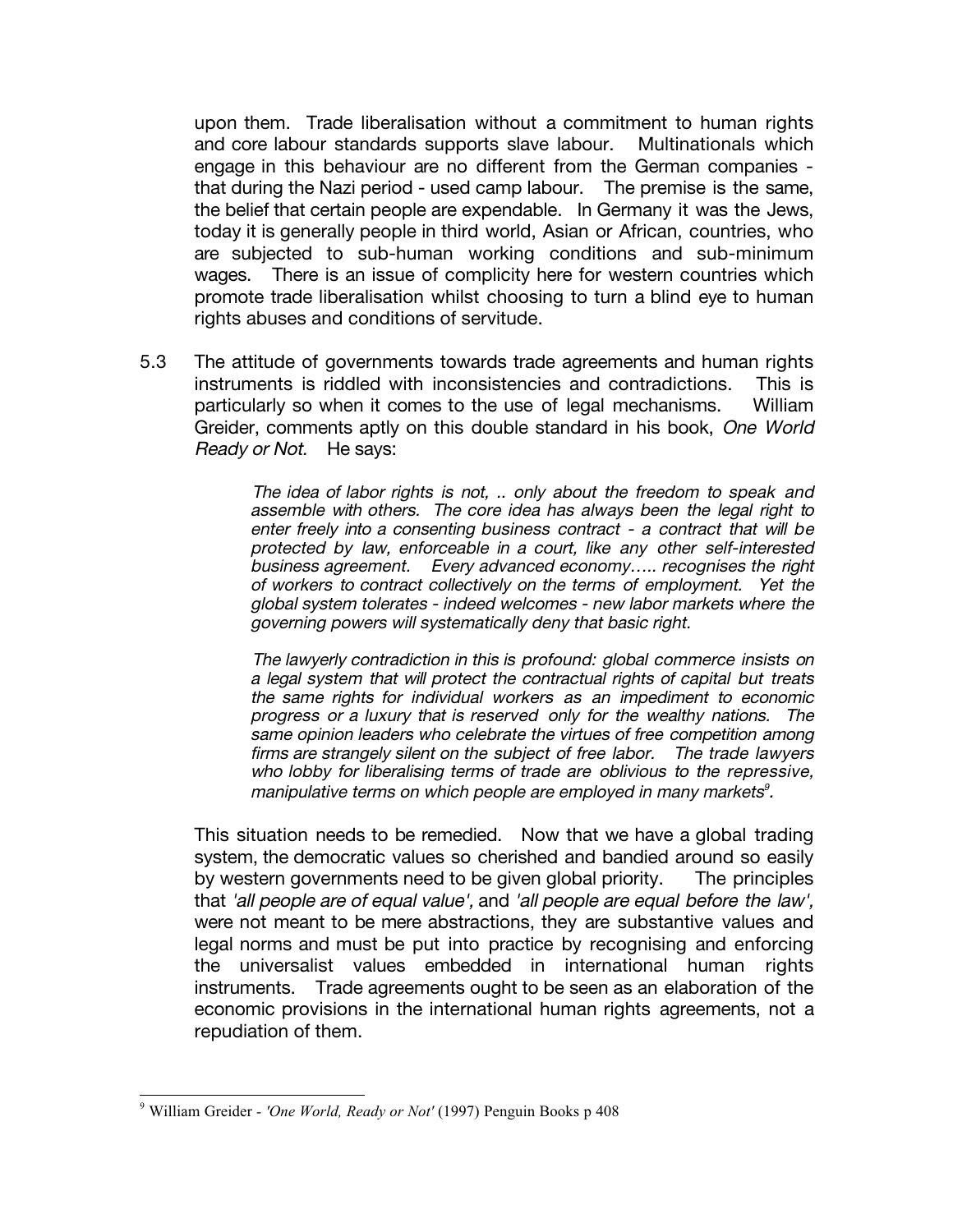upon them. Trade liberalisation without a commitment to human rights and core labour standards supports slave labour. Multinationals which engage in this behaviour are no different from the German companies - that during the Nazi period - used camp labour. The premise is the same, the belief that certain people are expendable. In Germany it was the Jews, today it is generally people in third world, Asian or African, countries, who are subjected to sub-human working conditions and sub-minimum wages. There is an issue of complicity here for western countries which promote trade liberalisation whilst choosing to turn a blind eye to human rights abuses and conditions of servitude.

5.3 The attitude of governments towards trade agreements and human rights instruments is riddled with inconsistencies and contradictions. This is particularly so when it comes to the use of legal mechanisms. William Greider, comments aptly on this double standard in his book, *One World Ready or Not.* He says:

> *The idea of labor rights is not, .. only about the freedom to speak and assemble with others. The core idea has always been the legal right to enter freely into a consenting business contract - a contract that will be protected by law, enforceable in a court, like any other self-interested business agreement. Every advanced economy….. recognises the right of workers to contract collectively on the terms of employment. Yet the global system tolerates - indeed welcomes - new labor markets where the governing powers will systematically deny that basic right.*
>
> *The lawyerly contradiction in this is profound: global commerce insists on a legal system that will protect the contractual rights of capital but treats the same rights for individual workers as an impediment to economic progress or a luxury that is reserved only for the wealthy nations. The same opinion leaders who celebrate the virtues of free competition among firms are strangely silent on the subject of free labor. The trade lawyers who lobby for liberalising terms of trade are oblivious to the repressive, manipulative terms on which people are employed in many markets*[9]*.*

This situation needs to be remedied. Now that we have a global trading system, the democratic values so cherished and bandied around so easily by western governments need to be given global priority. The principles that *'all people are of equal value',* and *'all people are equal before the law',* were not meant to be mere abstractions, they are substantive values and legal norms and must be put into practice by recognising and enforcing the universalist values embedded in international human rights instruments. Trade agreements ought to be seen as an elaboration of the economic provisions in the international human rights agreements, not a repudiation of them.

---

[9] William Greider - *'One World, Ready or Not'* (1997) Penguin Books p 408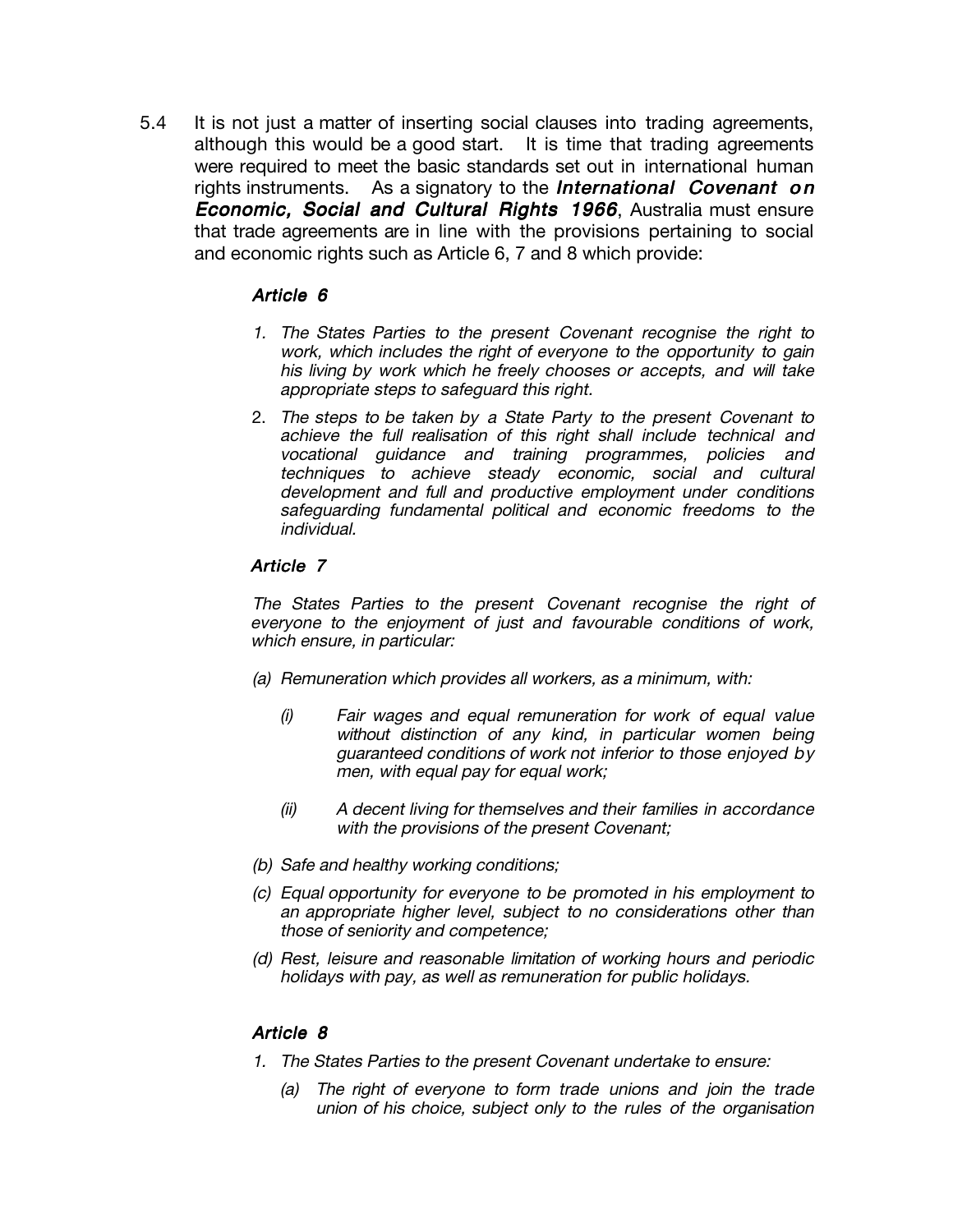5.4 It is not just a matter of inserting social clauses into trading agreements, although this would be a good start. It is time that trading agreements were required to meet the basic standards set out in international human rights instruments. As a signatory to the ***International Covenant on Economic, Social and Cultural Rights 1966***, Australia must ensure that trade agreements are in line with the provisions pertaining to social and economic rights such as Article 6, 7 and 8 which provide:

***Article 6***

1. *The States Parties to the present Covenant recognise the right to work, which includes the right of everyone to the opportunity to gain his living by work which he freely chooses or accepts, and will take appropriate steps to safeguard this right.*
2. *The steps to be taken by a State Party to the present Covenant to achieve the full realisation of this right shall include technical and vocational guidance and training programmes, policies and techniques to achieve steady economic, social and cultural development and full and productive employment under conditions safeguarding fundamental political and economic freedoms to the individual.*

***Article 7***

*The States Parties to the present Covenant recognise the right of everyone to the enjoyment of just and favourable conditions of work, which ensure, in particular:*

*(a) Remuneration which provides all workers, as a minimum, with:*

- *(i) Fair wages and equal remuneration for work of equal value without distinction of any kind, in particular women being guaranteed conditions of work not inferior to those enjoyed by men, with equal pay for equal work;*
- *(ii) A decent living for themselves and their families in accordance with the provisions of the present Covenant;*

*(b) Safe and healthy working conditions;*

*(c) Equal opportunity for everyone to be promoted in his employment to an appropriate higher level, subject to no considerations other than those of seniority and competence;*

*(d) Rest, leisure and reasonable limitation of working hours and periodic holidays with pay, as well as remuneration for public holidays.*

***Article 8***

1. *The States Parties to the present Covenant undertake to ensure:*
   - *(a) The right of everyone to form trade unions and join the trade union of his choice, subject only to the rules of the organisation*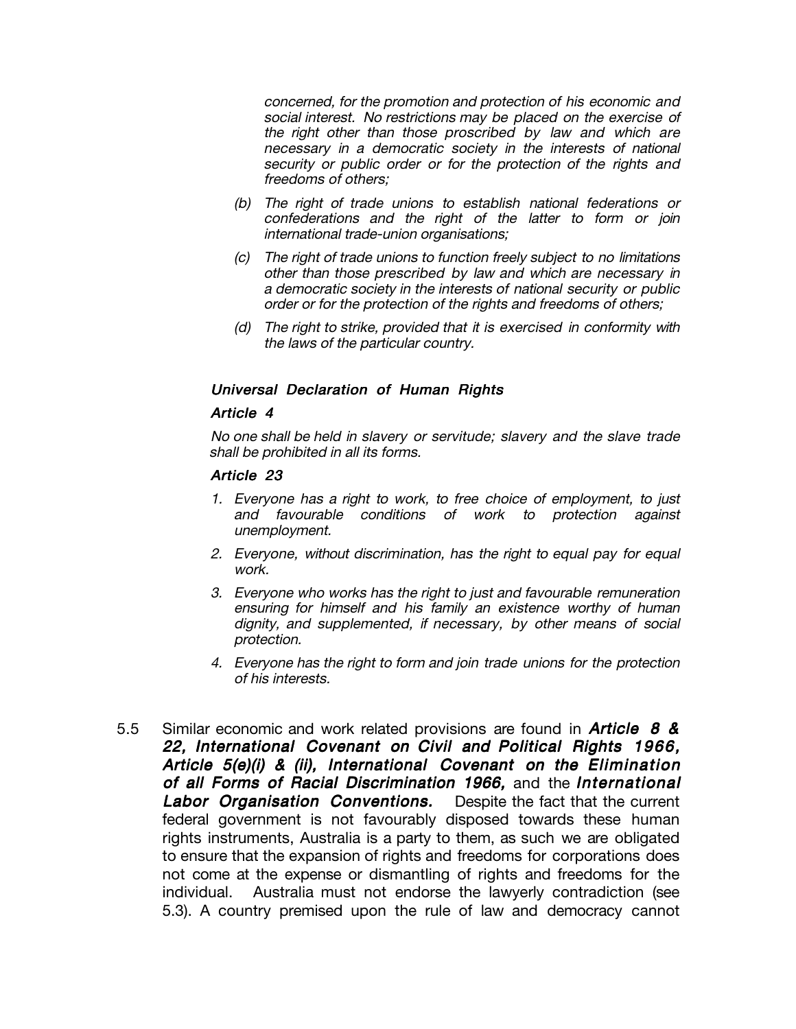*concerned, for the promotion and protection of his economic and social interest. No restrictions may be placed on the exercise of the right other than those proscribed by law and which are necessary in a democratic society in the interests of national security or public order or for the protection of the rights and freedoms of others;*

*(b) The right of trade unions to establish national federations or confederations and the right of the latter to form or join international trade-union organisations;*

*(c) The right of trade unions to function freely subject to no limitations other than those prescribed by law and which are necessary in a democratic society in the interests of national security or public order or for the protection of the rights and freedoms of others;*

*(d) The right to strike, provided that it is exercised in conformity with the laws of the particular country.*

***Universal Declaration of Human Rights***

***Article 4***

*No one shall be held in slavery or servitude; slavery and the slave trade shall be prohibited in all its forms.*

***Article 23***

1. *Everyone has a right to work, to free choice of employment, to just and favourable conditions of work to protection against unemployment.*
2. *Everyone, without discrimination, has the right to equal pay for equal work.*
3. *Everyone who works has the right to just and favourable remuneration ensuring for himself and his family an existence worthy of human dignity, and supplemented, if necessary, by other means of social protection.*
4. *Everyone has the right to form and join trade unions for the protection of his interests.*

5.5 Similar economic and work related provisions are found in ***Article 8 & 22, International Covenant on Civil and Political Rights 1966, Article 5(e)(i) & (ii), International Covenant on the Elimination of all Forms of Racial Discrimination 1966,*** and the ***International Labor Organisation Conventions.*** Despite the fact that the current federal government is not favourably disposed towards these human rights instruments, Australia is a party to them, as such we are obligated to ensure that the expansion of rights and freedoms for corporations does not come at the expense or dismantling of rights and freedoms for the individual. Australia must not endorse the lawyerly contradiction (see 5.3). A country premised upon the rule of law and democracy cannot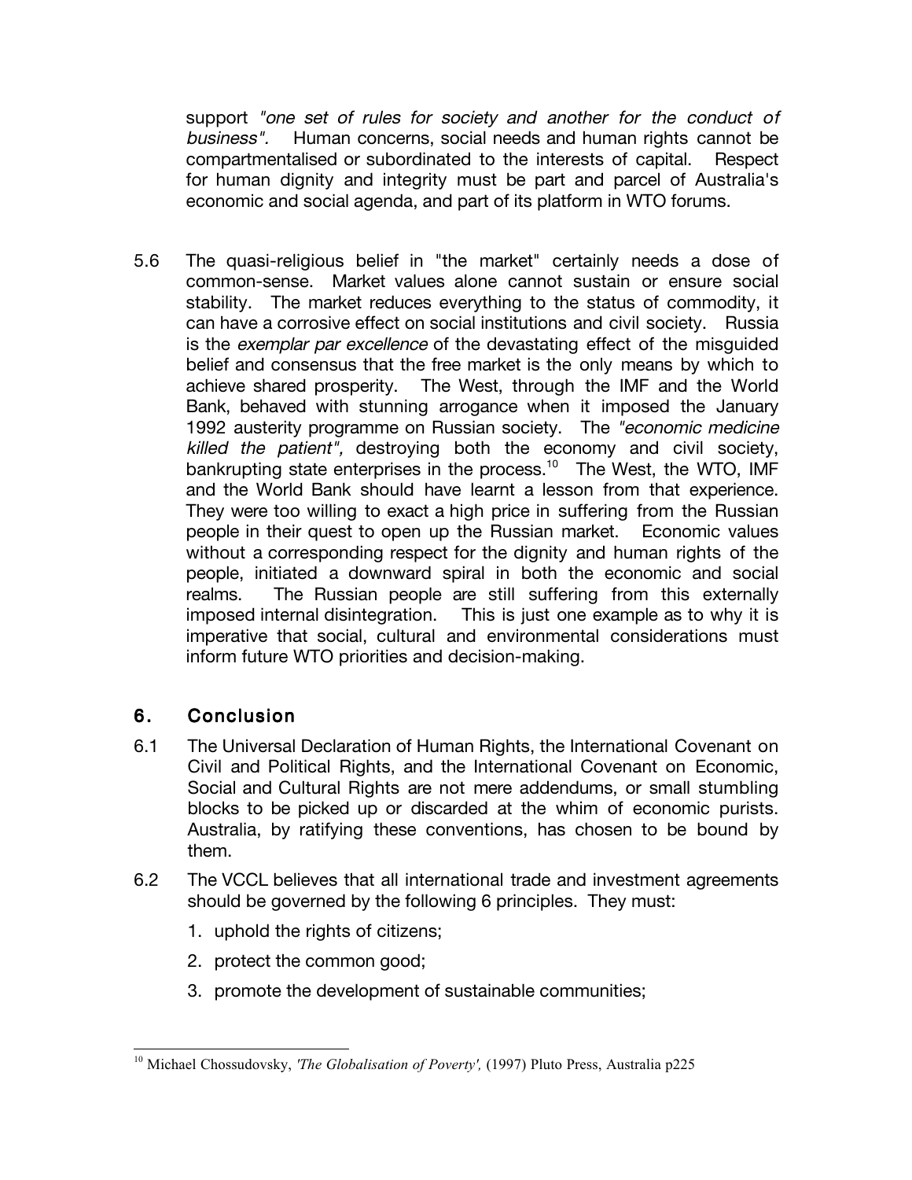support *"one set of rules for society and another for the conduct of business".* Human concerns, social needs and human rights cannot be compartmentalised or subordinated to the interests of capital. Respect for human dignity and integrity must be part and parcel of Australia's economic and social agenda, and part of its platform in WTO forums.

5.6 The quasi-religious belief in "the market" certainly needs a dose of common-sense. Market values alone cannot sustain or ensure social stability. The market reduces everything to the status of commodity, it can have a corrosive effect on social institutions and civil society. Russia is the *exemplar par excellence* of the devastating effect of the misguided belief and consensus that the free market is the only means by which to achieve shared prosperity. The West, through the IMF and the World Bank, behaved with stunning arrogance when it imposed the January 1992 austerity programme on Russian society. The *"economic medicine killed the patient",* destroying both the economy and civil society, bankrupting state enterprises in the process.[10] The West, the WTO, IMF and the World Bank should have learnt a lesson from that experience. They were too willing to exact a high price in suffering from the Russian people in their quest to open up the Russian market. Economic values without a corresponding respect for the dignity and human rights of the people, initiated a downward spiral in both the economic and social realms. The Russian people are still suffering from this externally imposed internal disintegration. This is just one example as to why it is imperative that social, cultural and environmental considerations must inform future WTO priorities and decision-making.

## 6. Conclusion

6.1 The Universal Declaration of Human Rights, the International Covenant on Civil and Political Rights, and the International Covenant on Economic, Social and Cultural Rights are not mere addendums, or small stumbling blocks to be picked up or discarded at the whim of economic purists. Australia, by ratifying these conventions, has chosen to be bound by them.

6.2 The VCCL believes that all international trade and investment agreements should be governed by the following 6 principles. They must:

1. uphold the rights of citizens;
2. protect the common good;
3. promote the development of sustainable communities;

---

[10] Michael Chossudovsky, *'The Globalisation of Poverty',* (1997) Pluto Press, Australia p225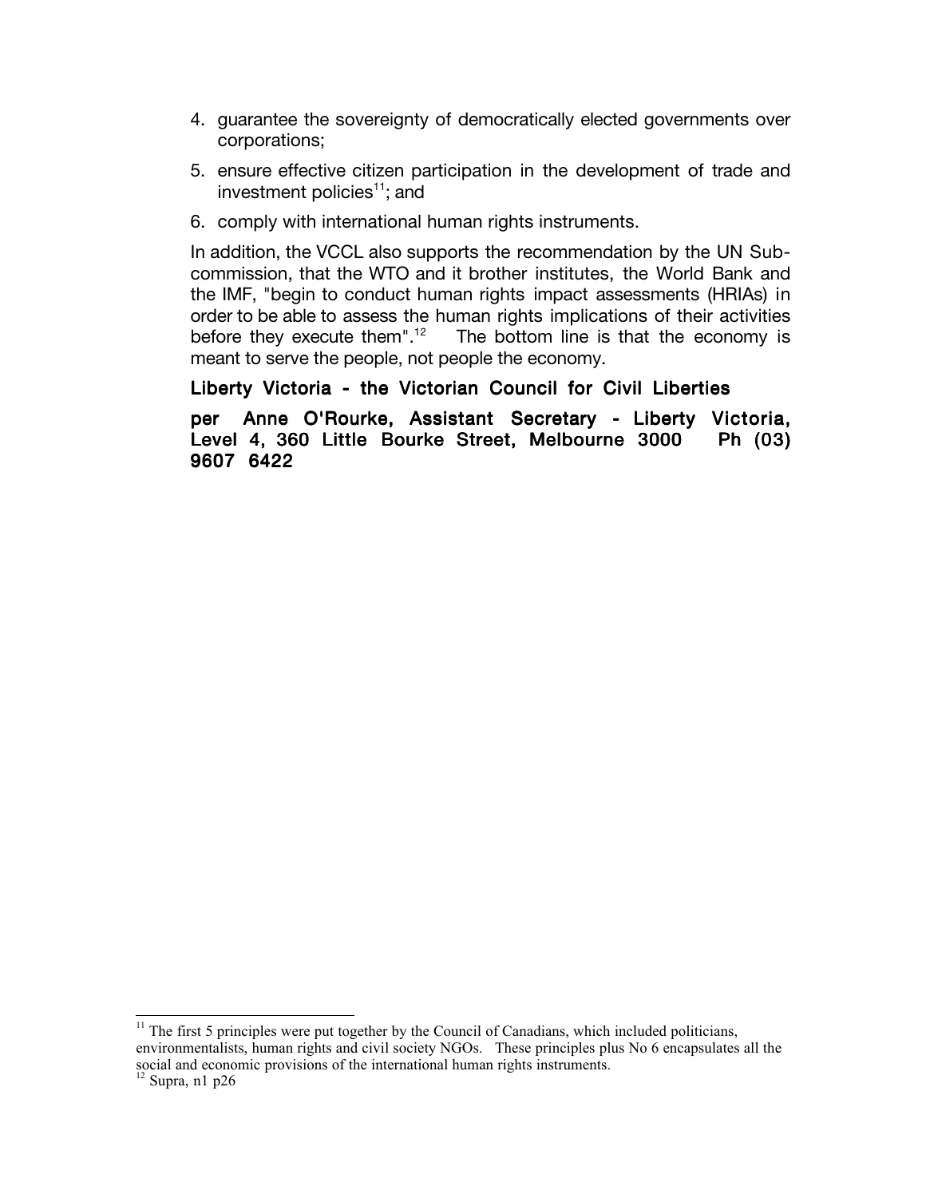4. guarantee the sovereignty of democratically elected governments over corporations;
5. ensure effective citizen participation in the development of trade and investment policies[11]; and
6. comply with international human rights instruments.

In addition, the VCCL also supports the recommendation by the UN Sub-commission, that the WTO and it brother institutes, the World Bank and the IMF, "begin to conduct human rights impact assessments (HRIAs) in order to be able to assess the human rights implications of their activities before they execute them".[12] The bottom line is that the economy is meant to serve the people, not people the economy.

**Liberty Victoria - the Victorian Council for Civil Liberties**

**per Anne O'Rourke, Assistant Secretary - Liberty Victoria, Level 4, 360 Little Bourke Street, Melbourne 3000 Ph (03) 9607 6422**

---

[11] The first 5 principles were put together by the Council of Canadians, which included politicians, environmentalists, human rights and civil society NGOs. These principles plus No 6 encapsulates all the social and economic provisions of the international human rights instruments.

[12] Supra, n1 p26